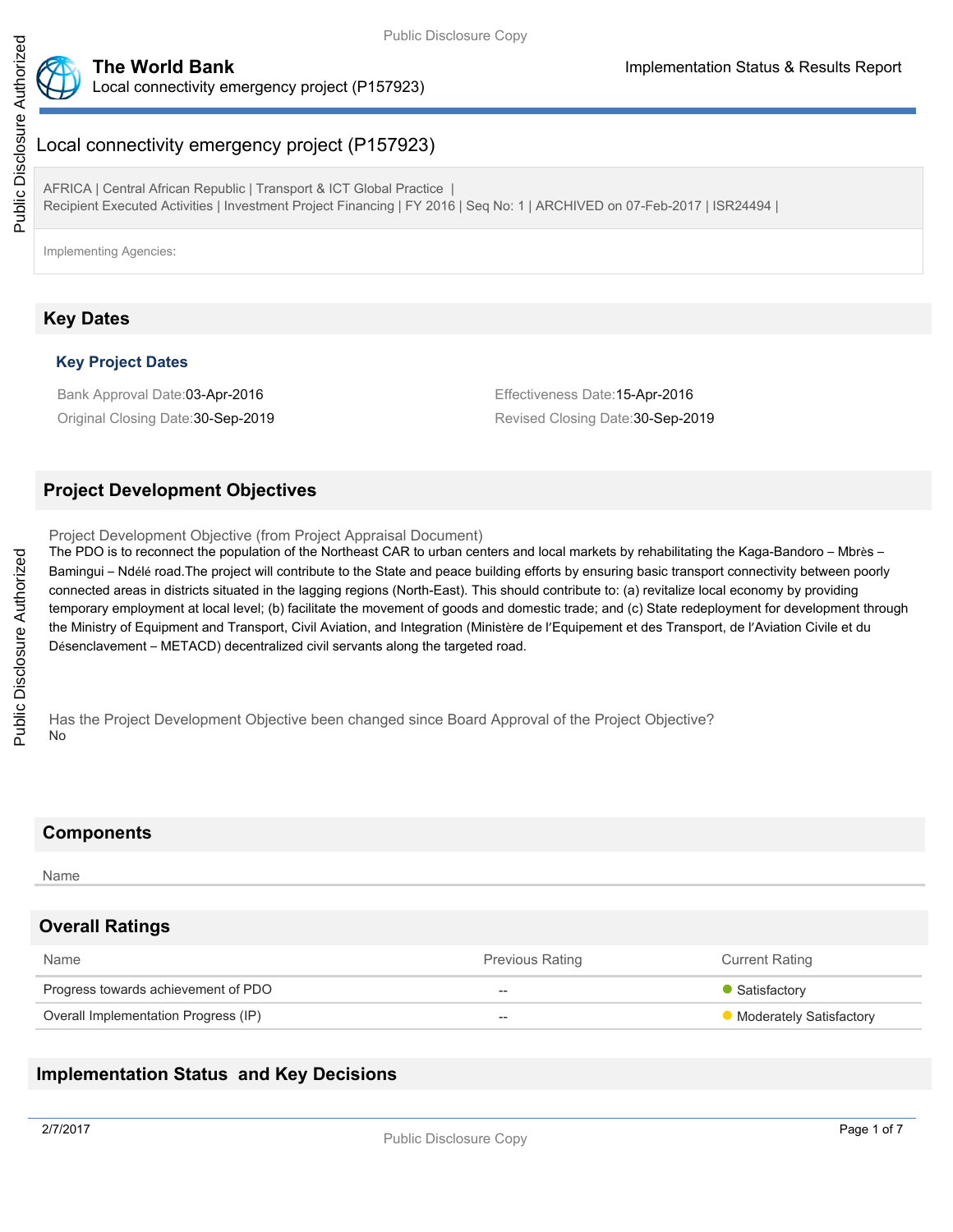# Local connectivity emergency project (P157923)

AFRICA | Central African Republic | Transport & ICT Global Practice |
Recipient Executed Activities | Investment Project Financing | FY 2016 | Seq No: 1 | ARCHIVED on 07-Feb-2017 | ISR24494 |

Implementing Agencies:

## Key Dates

### Key Project Dates

Bank Approval Date:03-Apr-2016

Effectiveness Date:15-Apr-2016

Original Closing Date:30-Sep-2019

Revised Closing Date:30-Sep-2019

## Project Development Objectives

Project Development Objective (from Project Appraisal Document)

The PDO is to reconnect the population of the Northeast CAR to urban centers and local markets by rehabilitating the Kaga-Bandoro – Mbrès – Bamingui – Ndélé road.The project will contribute to the State and peace building efforts by ensuring basic transport connectivity between poorly connected areas in districts situated in the lagging regions (North-East). This should contribute to: (a) revitalize local economy by providing temporary employment at local level; (b) facilitate the movement of goods and domestic trade; and (c) State redeployment for development through the Ministry of Equipment and Transport, Civil Aviation, and Integration (Ministère de l'Equipement et des Transport, de l'Aviation Civile et du Désenclavement – METACD) decentralized civil servants along the targeted road.

Has the Project Development Objective been changed since Board Approval of the Project Objective?

No

## Components

| Name |
| --- |

## Overall Ratings

| Name | Previous Rating | Current Rating |
| --- | --- | --- |
| Progress towards achievement of PDO | -- | Satisfactory |
| Overall Implementation Progress (IP) | -- | Moderately Satisfactory |

## Implementation Status and Key Decisions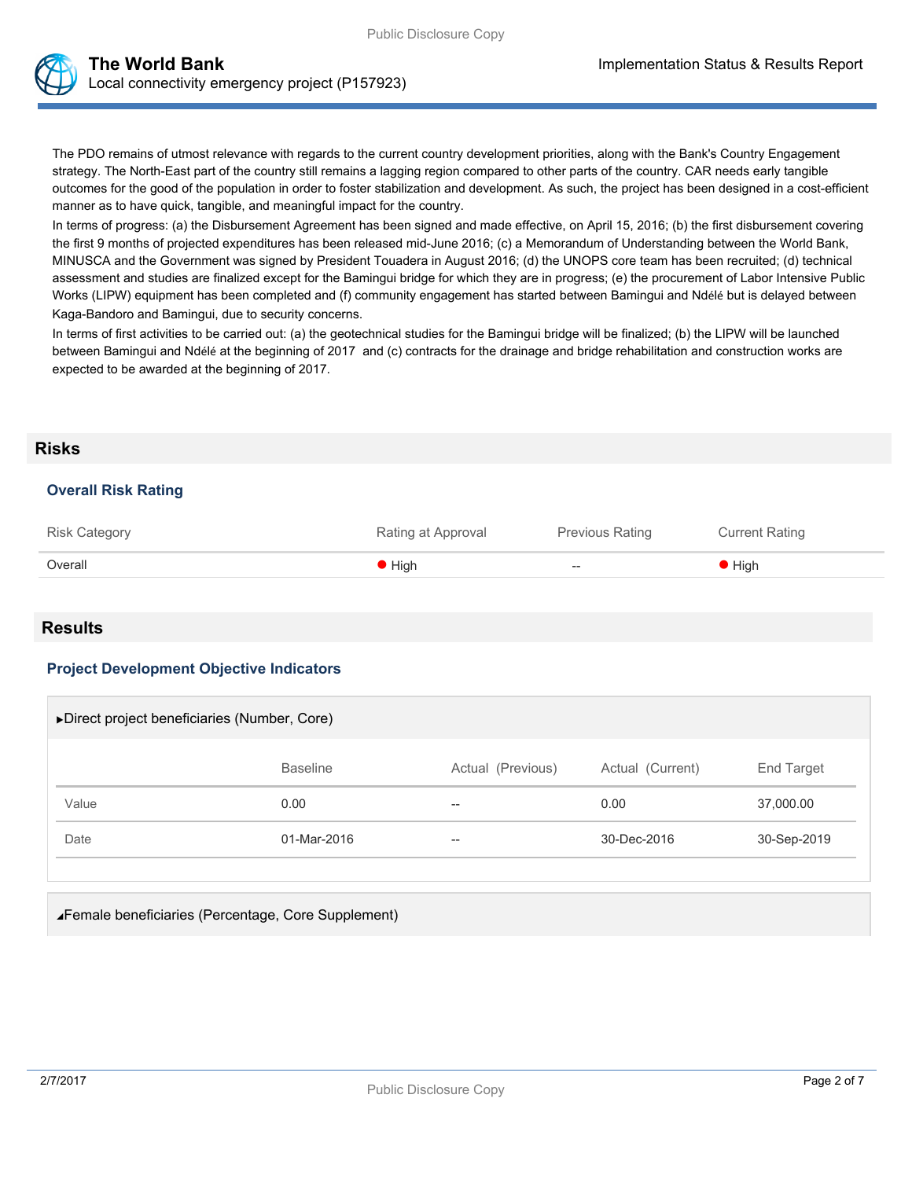The PDO remains of utmost relevance with regards to the current country development priorities, along with the Bank's Country Engagement strategy. The North-East part of the country still remains a lagging region compared to other parts of the country. CAR needs early tangible outcomes for the good of the population in order to foster stabilization and development. As such, the project has been designed in a cost-efficient manner as to have quick, tangible, and meaningful impact for the country.

In terms of progress: (a) the Disbursement Agreement has been signed and made effective, on April 15, 2016; (b) the first disbursement covering the first 9 months of projected expenditures has been released mid-June 2016; (c) a Memorandum of Understanding between the World Bank, MINUSCA and the Government was signed by President Touadera in August 2016; (d) the UNOPS core team has been recruited; (d) technical assessment and studies are finalized except for the Bamingui bridge for which they are in progress; (e) the procurement of Labor Intensive Public Works (LIPW) equipment has been completed and (f) community engagement has started between Bamingui and Ndélé but is delayed between Kaga-Bandoro and Bamingui, due to security concerns.

In terms of first activities to be carried out: (a) the geotechnical studies for the Bamingui bridge will be finalized; (b) the LIPW will be launched between Bamingui and Ndélé at the beginning of 2017 and (c) contracts for the drainage and bridge rehabilitation and construction works are expected to be awarded at the beginning of 2017.

## Risks

### Overall Risk Rating

| Risk Category | Rating at Approval | Previous Rating | Current Rating |
|---|---|---|---|
| Overall | High | -- | High |

## Results

### Project Development Objective Indicators

▸Direct project beneficiaries (Number, Core)

| | Baseline | Actual (Previous) | Actual (Current) | End Target |
|---|---|---|---|---|
| Value | 0.00 | -- | 0.00 | 37,000.00 |
| Date | 01-Mar-2016 | -- | 30-Dec-2016 | 30-Sep-2019 |

◢Female beneficiaries (Percentage, Core Supplement)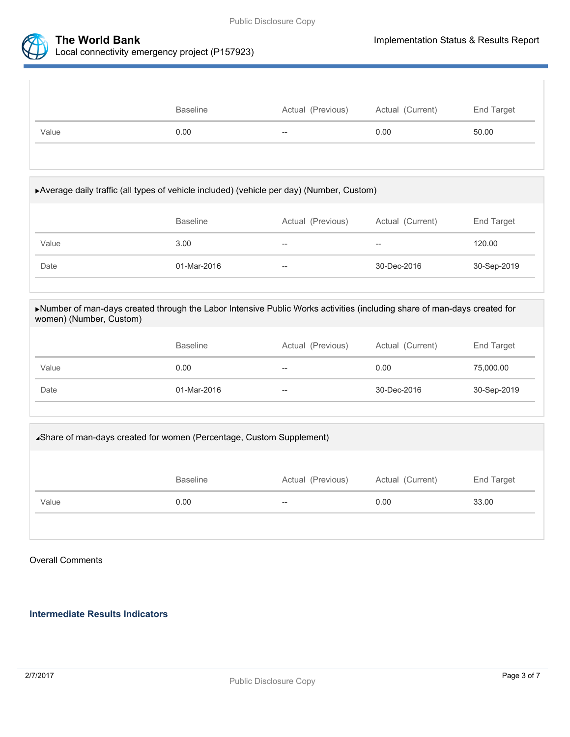| | Baseline | Actual (Previous) | Actual (Current) | End Target |
|---|---|---|---|---|
| Value | 0.00 | -- | 0.00 | 50.00 |

▸Average daily traffic (all types of vehicle included) (vehicle per day) (Number, Custom)

| | Baseline | Actual (Previous) | Actual (Current) | End Target |
|---|---|---|---|---|
| Value | 3.00 | -- | -- | 120.00 |
| Date | 01-Mar-2016 | -- | 30-Dec-2016 | 30-Sep-2019 |

▸Number of man-days created through the Labor Intensive Public Works activities (including share of man-days created for women) (Number, Custom)

| | Baseline | Actual (Previous) | Actual (Current) | End Target |
|---|---|---|---|---|
| Value | 0.00 | -- | 0.00 | 75,000.00 |
| Date | 01-Mar-2016 | -- | 30-Dec-2016 | 30-Sep-2019 |

◢Share of man-days created for women (Percentage, Custom Supplement)

| | Baseline | Actual (Previous) | Actual (Current) | End Target |
|---|---|---|---|---|
| Value | 0.00 | -- | 0.00 | 33.00 |

Overall Comments

### Intermediate Results Indicators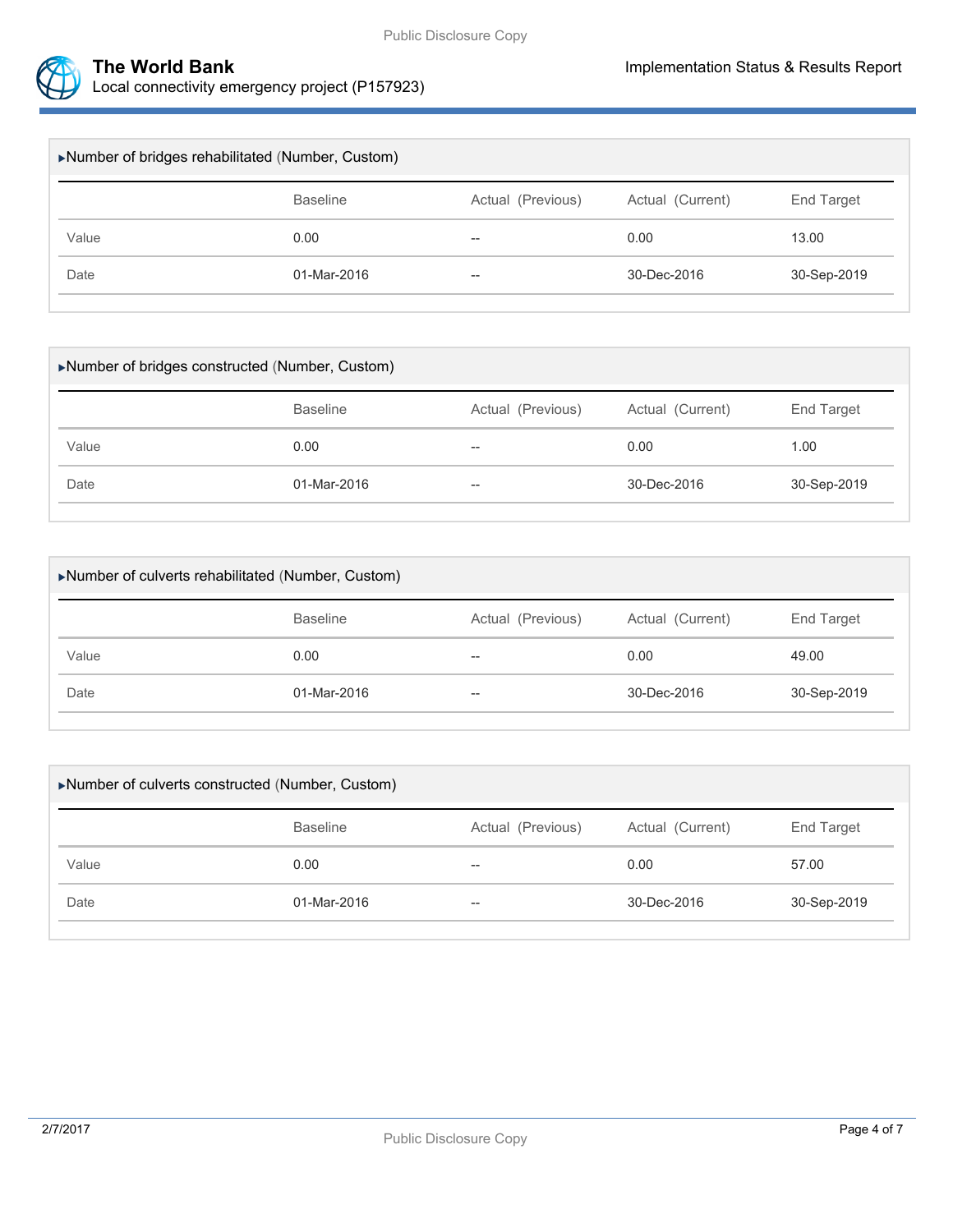▸Number of bridges rehabilitated (Number, Custom)

| | Baseline | Actual (Previous) | Actual (Current) | End Target |
|---|---|---|---|---|
| Value | 0.00 | -- | 0.00 | 13.00 |
| Date | 01-Mar-2016 | -- | 30-Dec-2016 | 30-Sep-2019 |

▸Number of bridges constructed (Number, Custom)

| | Baseline | Actual (Previous) | Actual (Current) | End Target |
|---|---|---|---|---|
| Value | 0.00 | -- | 0.00 | 1.00 |
| Date | 01-Mar-2016 | -- | 30-Dec-2016 | 30-Sep-2019 |

▸Number of culverts rehabilitated (Number, Custom)

| | Baseline | Actual (Previous) | Actual (Current) | End Target |
|---|---|---|---|---|
| Value | 0.00 | -- | 0.00 | 49.00 |
| Date | 01-Mar-2016 | -- | 30-Dec-2016 | 30-Sep-2019 |

▸Number of culverts constructed (Number, Custom)

| | Baseline | Actual (Previous) | Actual (Current) | End Target |
|---|---|---|---|---|
| Value | 0.00 | -- | 0.00 | 57.00 |
| Date | 01-Mar-2016 | -- | 30-Dec-2016 | 30-Sep-2019 |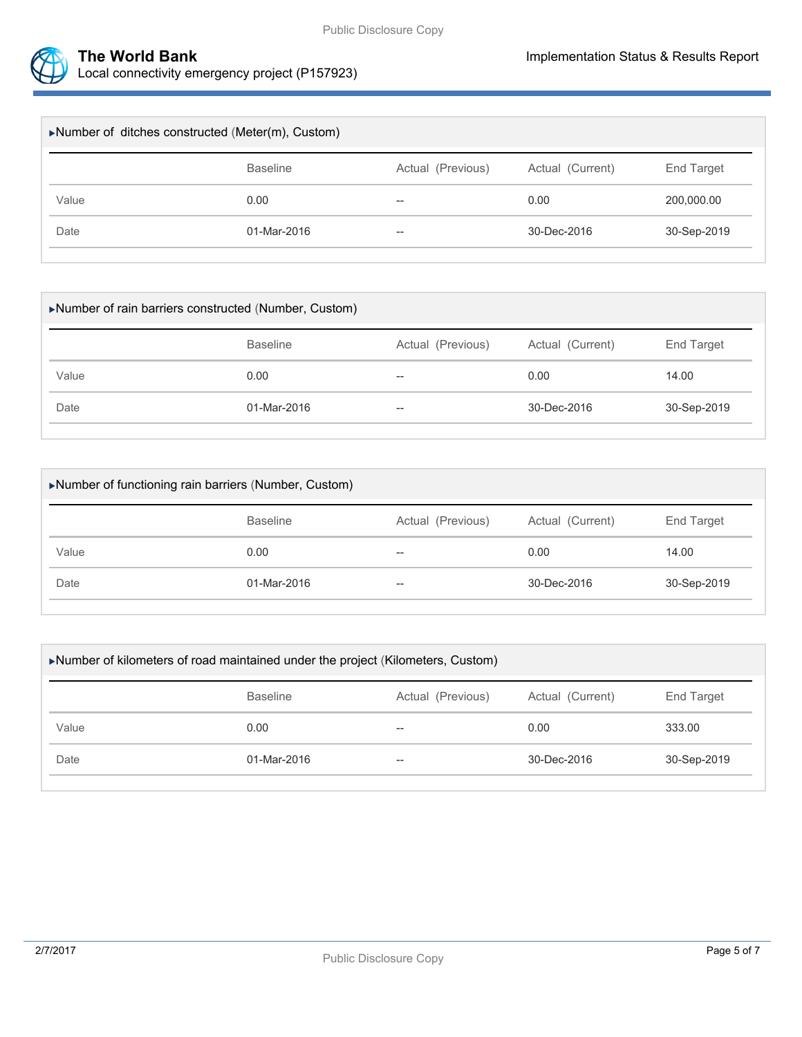▸Number of  ditches constructed (Meter(m), Custom)

| | Baseline | Actual (Previous) | Actual (Current) | End Target |
|---|---|---|---|---|
| Value | 0.00 | -- | 0.00 | 200,000.00 |
| Date | 01-Mar-2016 | -- | 30-Dec-2016 | 30-Sep-2019 |

▸Number of rain barriers constructed (Number, Custom)

| | Baseline | Actual (Previous) | Actual (Current) | End Target |
|---|---|---|---|---|
| Value | 0.00 | -- | 0.00 | 14.00 |
| Date | 01-Mar-2016 | -- | 30-Dec-2016 | 30-Sep-2019 |

▸Number of functioning rain barriers (Number, Custom)

| | Baseline | Actual (Previous) | Actual (Current) | End Target |
|---|---|---|---|---|
| Value | 0.00 | -- | 0.00 | 14.00 |
| Date | 01-Mar-2016 | -- | 30-Dec-2016 | 30-Sep-2019 |

▸Number of kilometers of road maintained under the project (Kilometers, Custom)

| | Baseline | Actual (Previous) | Actual (Current) | End Target |
|---|---|---|---|---|
| Value | 0.00 | -- | 0.00 | 333.00 |
| Date | 01-Mar-2016 | -- | 30-Dec-2016 | 30-Sep-2019 |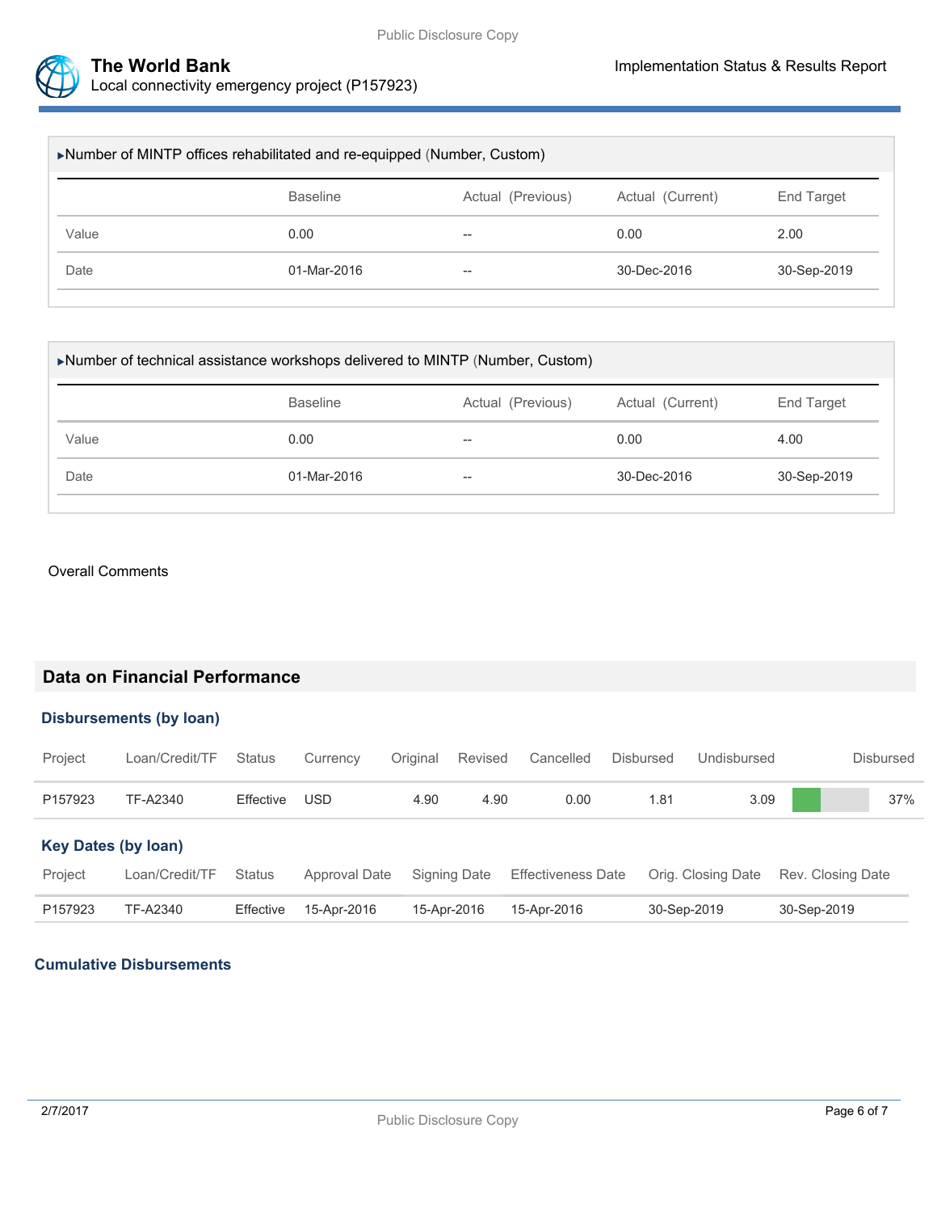▸Number of MINTP offices rehabilitated and re-equipped (Number, Custom)

| | Baseline | Actual (Previous) | Actual (Current) | End Target |
|---|---|---|---|---|
| Value | 0.00 | -- | 0.00 | 2.00 |
| Date | 01-Mar-2016 | -- | 30-Dec-2016 | 30-Sep-2019 |

▸Number of technical assistance workshops delivered to MINTP (Number, Custom)

| | Baseline | Actual (Previous) | Actual (Current) | End Target |
|---|---|---|---|---|
| Value | 0.00 | -- | 0.00 | 4.00 |
| Date | 01-Mar-2016 | -- | 30-Dec-2016 | 30-Sep-2019 |

Overall Comments

## Data on Financial Performance

### Disbursements (by loan)

| Project | Loan/Credit/TF | Status | Currency | Original | Revised | Cancelled | Disbursed | Undisbursed | Disbursed |
|---|---|---|---|---|---|---|---|---|---|
| P157923 | TF-A2340 | Effective | USD | 4.90 | 4.90 | 0.00 | 1.81 | 3.09 | 37% |

### Key Dates (by loan)

| Project | Loan/Credit/TF | Status | Approval Date | Signing Date | Effectiveness Date | Orig. Closing Date | Rev. Closing Date |
|---|---|---|---|---|---|---|---|
| P157923 | TF-A2340 | Effective | 15-Apr-2016 | 15-Apr-2016 | 15-Apr-2016 | 30-Sep-2019 | 30-Sep-2019 |

### Cumulative Disbursements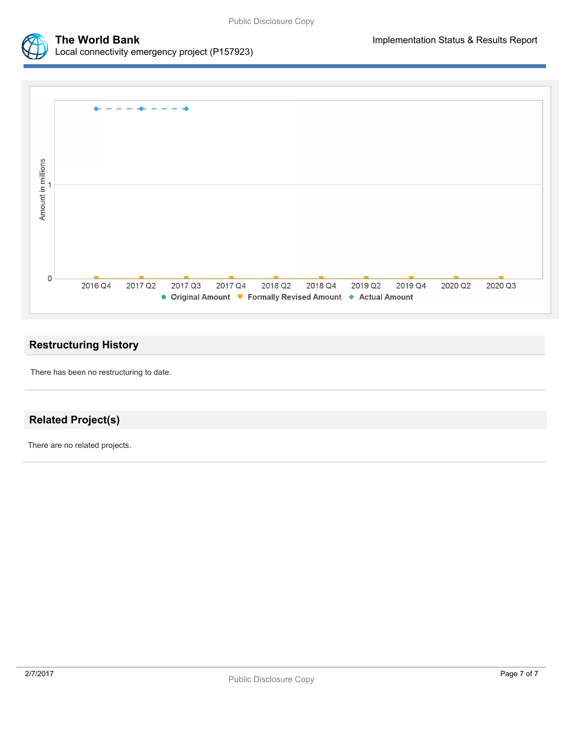Amount in millions

1

0

2016 Q4 2017 Q2 2017 Q3 2017 Q4 2018 Q2 2018 Q4 2019 Q2 2019 Q4 2020 Q2 2020 Q3

Original Amount Formally Revised Amount Actual Amount

## Restructuring History

There has been no restructuring to date.

## Related Project(s)

There are no related projects.